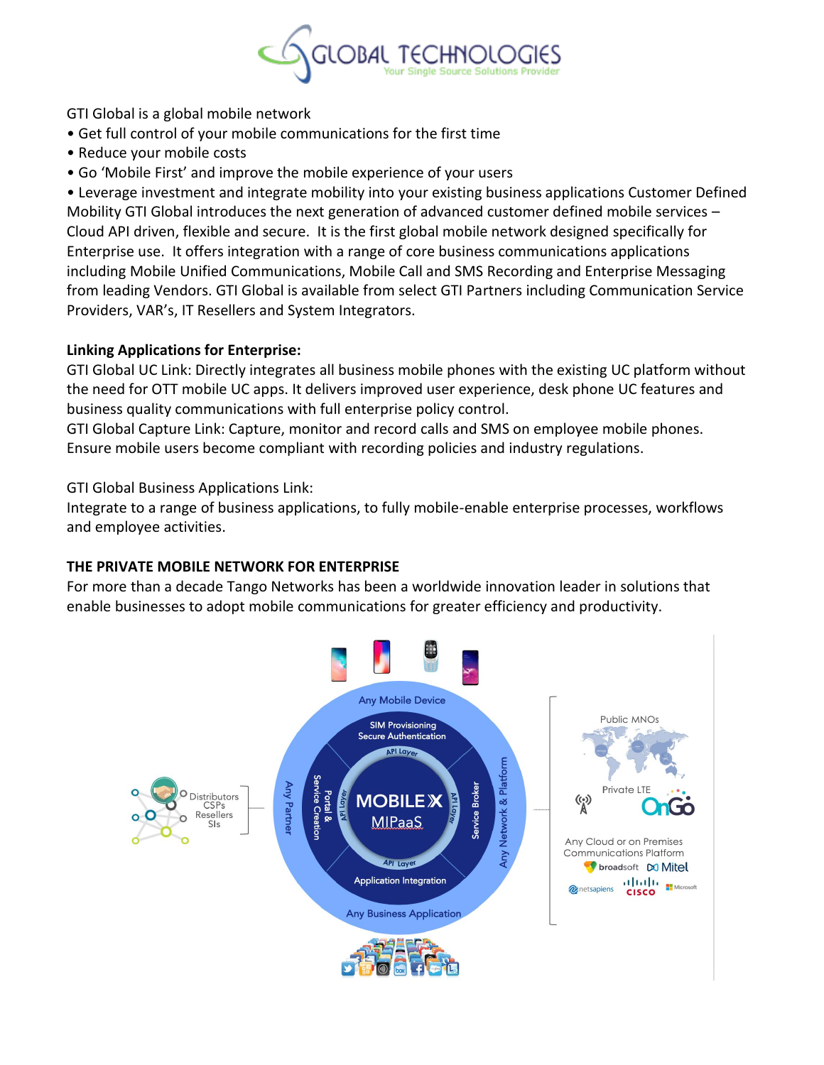GTI Global is a global mobile network

- Get full control of your mobile communications for the first time
- Reduce your mobile costs
- Go 'Mobile First' and improve the mobile experience of your users
- Leverage investment and integrate mobility into your existing business applications Customer Defined Mobility GTI Global introduces the next generation of advanced customer defined mobile services – Cloud API driven, flexible and secure. It is the first global mobile network designed specifically for Enterprise use. It offers integration with a range of core business communications applications including Mobile Unified Communications, Mobile Call and SMS Recording and Enterprise Messaging from leading Vendors. GTI Global is available from select GTI Partners including Communication Service Providers, VAR's, IT Resellers and System Integrators.

**Linking Applications for Enterprise:**

GTI Global UC Link: Directly integrates all business mobile phones with the existing UC platform without the need for OTT mobile UC apps. It delivers improved user experience, desk phone UC features and business quality communications with full enterprise policy control.

GTI Global Capture Link: Capture, monitor and record calls and SMS on employee mobile phones. Ensure mobile users become compliant with recording policies and industry regulations.

GTI Global Business Applications Link:

Integrate to a range of business applications, to fully mobile-enable enterprise processes, workflows and employee activities.

**THE PRIVATE MOBILE NETWORK FOR ENTERPRISE**

For more than a decade Tango Networks has been a worldwide innovation leader in solutions that enable businesses to adopt mobile communications for greater efficiency and productivity.

Distributors
CSPs
Resellers
SIs

Any Mobile Device
SIM Provisioning
Secure Authentication
API Layer
Any Partner
Portal & Service Creation
MOBILE X
MIPaaS
Service Broker
Any Network & Platform
Application Integration
Any Business Application

Public MNOs
Private LTE
OnGo
Any Cloud or on Premises Communications Platform
broadsoft
Mitel
netsapiens
cisco
Microsoft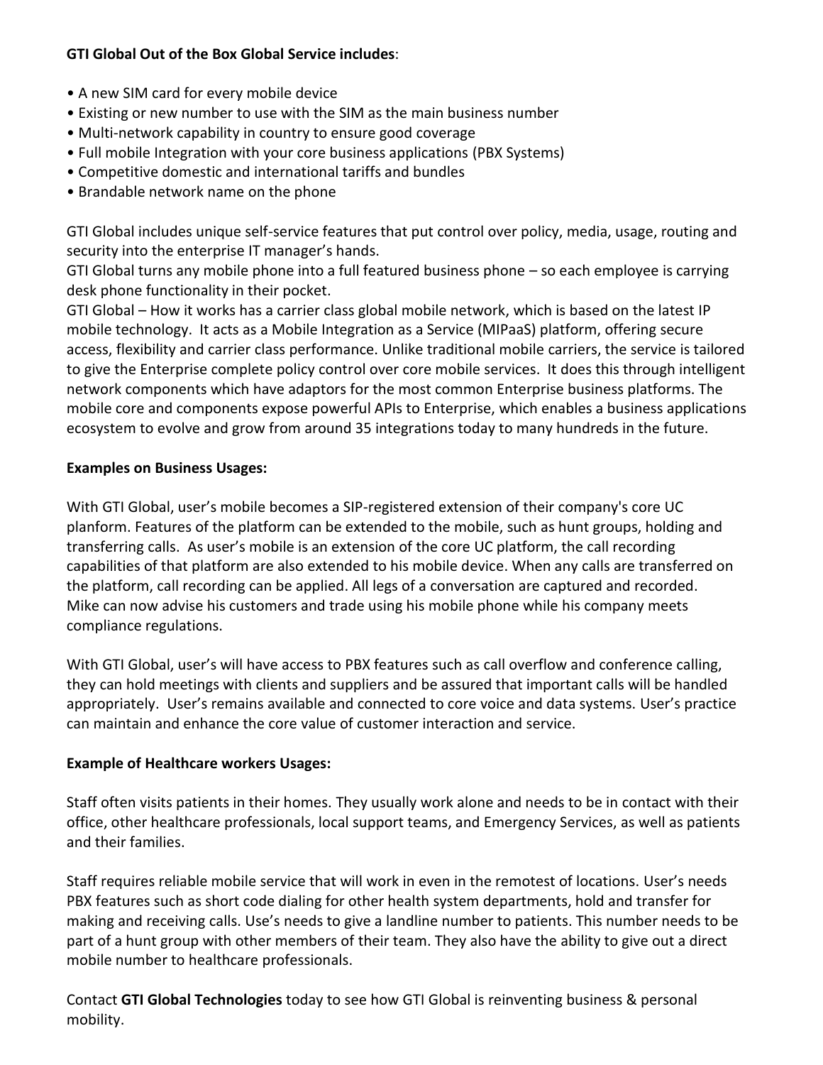**GTI Global Out of the Box Global Service includes**:

- A new SIM card for every mobile device
- Existing or new number to use with the SIM as the main business number
- Multi-network capability in country to ensure good coverage
- Full mobile Integration with your core business applications (PBX Systems)
- Competitive domestic and international tariffs and bundles
- Brandable network name on the phone

GTI Global includes unique self-service features that put control over policy, media, usage, routing and security into the enterprise IT manager's hands.
GTI Global turns any mobile phone into a full featured business phone – so each employee is carrying desk phone functionality in their pocket.
GTI Global – How it works has a carrier class global mobile network, which is based on the latest IP mobile technology. It acts as a Mobile Integration as a Service (MIPaaS) platform, offering secure access, flexibility and carrier class performance. Unlike traditional mobile carriers, the service is tailored to give the Enterprise complete policy control over core mobile services. It does this through intelligent network components which have adaptors for the most common Enterprise business platforms. The mobile core and components expose powerful APIs to Enterprise, which enables a business applications ecosystem to evolve and grow from around 35 integrations today to many hundreds in the future.

**Examples on Business Usages:**

With GTI Global, user's mobile becomes a SIP-registered extension of their company's core UC planform. Features of the platform can be extended to the mobile, such as hunt groups, holding and transferring calls. As user's mobile is an extension of the core UC platform, the call recording capabilities of that platform are also extended to his mobile device. When any calls are transferred on the platform, call recording can be applied. All legs of a conversation are captured and recorded. Mike can now advise his customers and trade using his mobile phone while his company meets compliance regulations.

With GTI Global, user's will have access to PBX features such as call overflow and conference calling, they can hold meetings with clients and suppliers and be assured that important calls will be handled appropriately. User's remains available and connected to core voice and data systems. User's practice can maintain and enhance the core value of customer interaction and service.

**Example of Healthcare workers Usages:**

Staff often visits patients in their homes. They usually work alone and needs to be in contact with their office, other healthcare professionals, local support teams, and Emergency Services, as well as patients and their families.

Staff requires reliable mobile service that will work in even in the remotest of locations. User's needs PBX features such as short code dialing for other health system departments, hold and transfer for making and receiving calls. Use's needs to give a landline number to patients. This number needs to be part of a hunt group with other members of their team. They also have the ability to give out a direct mobile number to healthcare professionals.

Contact **GTI Global Technologies** today to see how GTI Global is reinventing business & personal mobility.